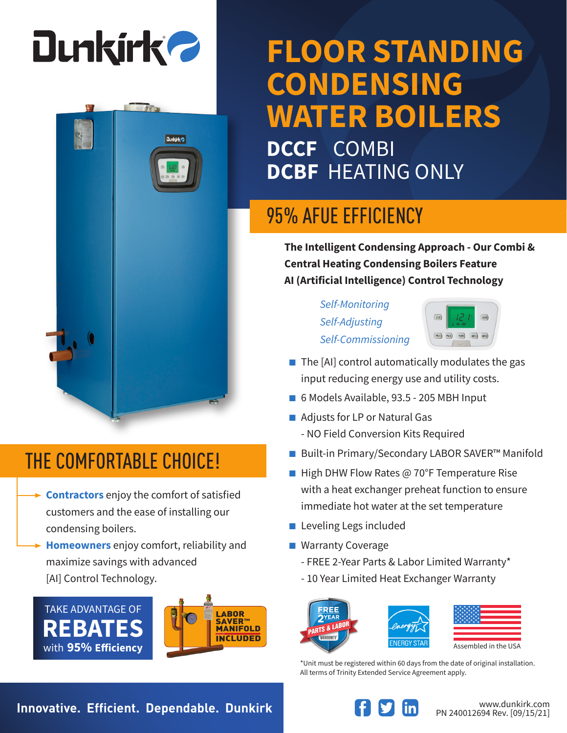# FLOOR STANDING CONDENSING WATER BOILERS

## DCCF COMBI
## DCBF HEATING ONLY

## 95% AFUE EFFICIENCY

**The Intelligent Condensing Approach - Our Combi & Central Heating Condensing Boilers Feature AI (Artificial Intelligence) Control Technology**

*Self-Monitoring*
*Self-Adjusting*
*Self-Commissioning*

- The [AI] control automatically modulates the gas input reducing energy use and utility costs.
- 6 Models Available, 93.5 - 205 MBH Input
- Adjusts for LP or Natural Gas
  - NO Field Conversion Kits Required
- Built-in Primary/Secondary LABOR SAVER™ Manifold
- High DHW Flow Rates @ 70°F Temperature Rise with a heat exchanger preheat function to ensure immediate hot water at the set temperature
- Leveling Legs included
- Warranty Coverage
  - FREE 2-Year Parts & Labor Limited Warranty*
  - 10 Year Limited Heat Exchanger Warranty

FREE 2 YEAR PARTS & LABOR WARRANTY

ENERGY STAR

Assembled in the USA

*Unit must be registered within 60 days from the date of original installation. All terms of Trinity Extended Service Agreement apply.

## THE COMFORTABLE CHOICE!

- **Contractors** enjoy the comfort of satisfied customers and the ease of installing our condensing boilers.
- **Homeowners** enjoy comfort, reliability and maximize savings with advanced [AI] Control Technology.

TAKE ADVANTAGE OF **REBATES** with **95% Efficiency**

LABOR SAVER™ MANIFOLD INCLUDED

**Innovative. Efficient. Dependable. Dunkirk**

www.dunkirk.com
PN 240012694 Rev. [09/15/21]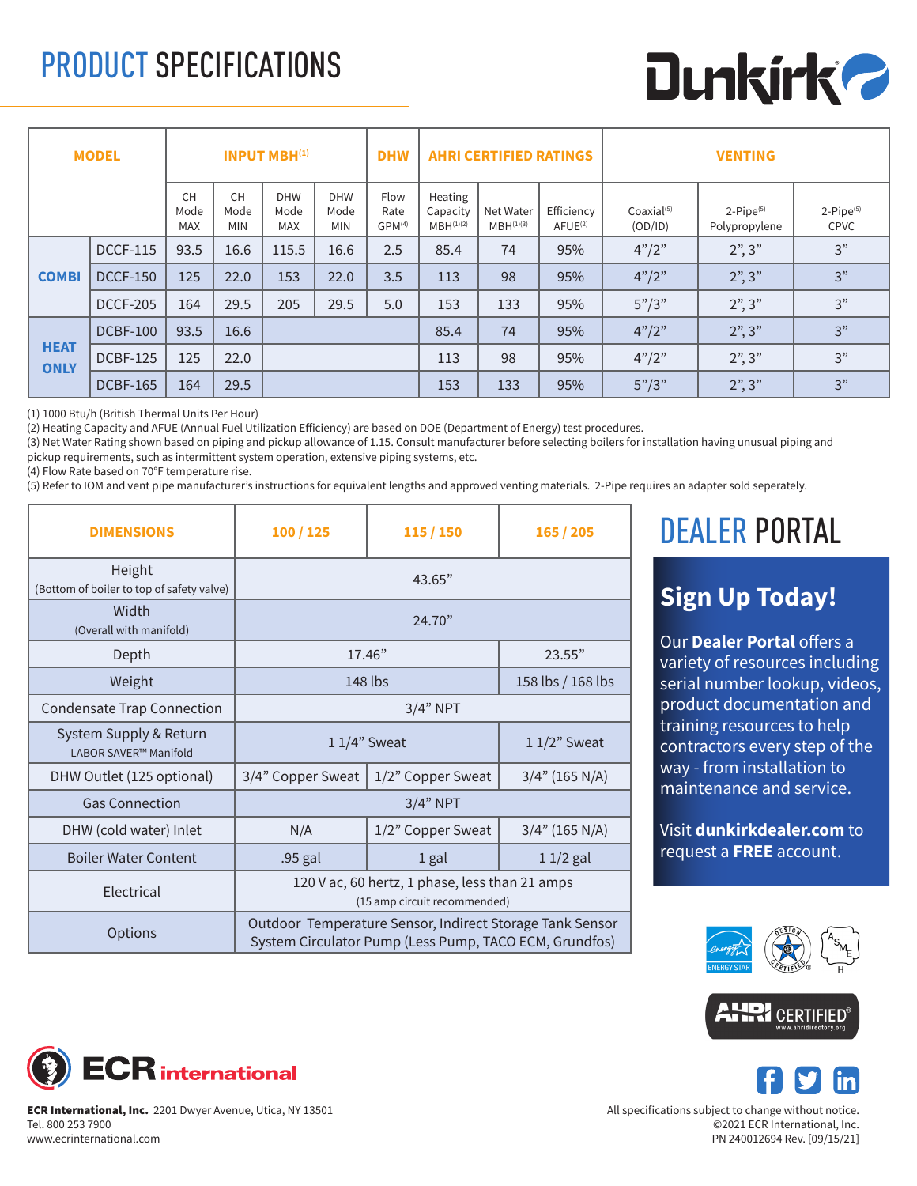# PRODUCT SPECIFICATIONS

Dunkirk

| MODEL | | INPUT MBH[1] | | | | DHW | AHRI CERTIFIED RATINGS | | | VENTING | | |
|---|---|---|---|---|---|---|---|---|---|---|---|---|
| | | CH Mode MAX | CH Mode MIN | DHW Mode MAX | DHW Mode MIN | Flow Rate GPM[4] | Heating Capacity MBH[1][2] | Net Water MBH[1][3] | Efficiency AFUE[2] | Coaxial[5] (OD/ID) | 2-Pipe[5] Polypropylene | 2-Pipe[5] CPVC |
| COMBI | DCCF-115 | 93.5 | 16.6 | 115.5 | 16.6 | 2.5 | 85.4 | 74 | 95% | 4"/2" | 2", 3" | 3" |
| | DCCF-150 | 125 | 22.0 | 153 | 22.0 | 3.5 | 113 | 98 | 95% | 4"/2" | 2", 3" | 3" |
| | DCCF-205 | 164 | 29.5 | 205 | 29.5 | 5.0 | 153 | 133 | 95% | 5"/3" | 2", 3" | 3" |
| HEAT ONLY | DCBF-100 | 93.5 | 16.6 | | | | 85.4 | 74 | 95% | 4"/2" | 2", 3" | 3" |
| | DCBF-125 | 125 | 22.0 | | | | 113 | 98 | 95% | 4"/2" | 2", 3" | 3" |
| | DCBF-165 | 164 | 29.5 | | | | 153 | 133 | 95% | 5"/3" | 2", 3" | 3" |

(1) 1000 Btu/h (British Thermal Units Per Hour)
(2) Heating Capacity and AFUE (Annual Fuel Utilization Efficiency) are based on DOE (Department of Energy) test procedures.
(3) Net Water Rating shown based on piping and pickup allowance of 1.15. Consult manufacturer before selecting boilers for installation having unusual piping and pickup requirements, such as intermittent system operation, extensive piping systems, etc.
(4) Flow Rate based on 70°F temperature rise.
(5) Refer to IOM and vent pipe manufacturer's instructions for equivalent lengths and approved venting materials. 2-Pipe requires an adapter sold seperately.

| DIMENSIONS | 100 / 125 | 115 / 150 | 165 / 205 |
|---|---|---|---|
| Height (Bottom of boiler to top of safety valve) | 43.65" | | |
| Width (Overall with manifold) | 24.70" | | |
| Depth | 17.46" | | 23.55" |
| Weight | 148 lbs | | 158 lbs / 168 lbs |
| Condensate Trap Connection | 3/4" NPT | | |
| System Supply & Return LABOR SAVER™ Manifold | 1 1/4" Sweat | | 1 1/2" Sweat |
| DHW Outlet (125 optional) | 3/4" Copper Sweat | 1/2" Copper Sweat | 3/4" (165 N/A) |
| Gas Connection | 3/4" NPT | | |
| DHW (cold water) Inlet | N/A | 1/2" Copper Sweat | 3/4" (165 N/A) |
| Boiler Water Content | .95 gal | 1 gal | 1 1/2 gal |
| Electrical | 120 V ac, 60 hertz, 1 phase, less than 21 amps (15 amp circuit recommended) | | |
| Options | Outdoor Temperature Sensor, Indirect Storage Tank Sensor System Circulator Pump (Less Pump, TACO ECM, Grundfos) | | |

## DEALER PORTAL

### Sign Up Today!

Our **Dealer Portal** offers a variety of resources including serial number lookup, videos, product documentation and training resources to help contractors every step of the way - from installation to maintenance and service.

Visit **dunkirkdealer.com** to request a **FREE** account.

ECR international

**ECR International, Inc.** 2201 Dwyer Avenue, Utica, NY 13501
Tel. 800 253 7900
www.ecrinternational.com

All specifications subject to change without notice.
©2021 ECR International, Inc.
PN 240012694 Rev. [09/15/21]